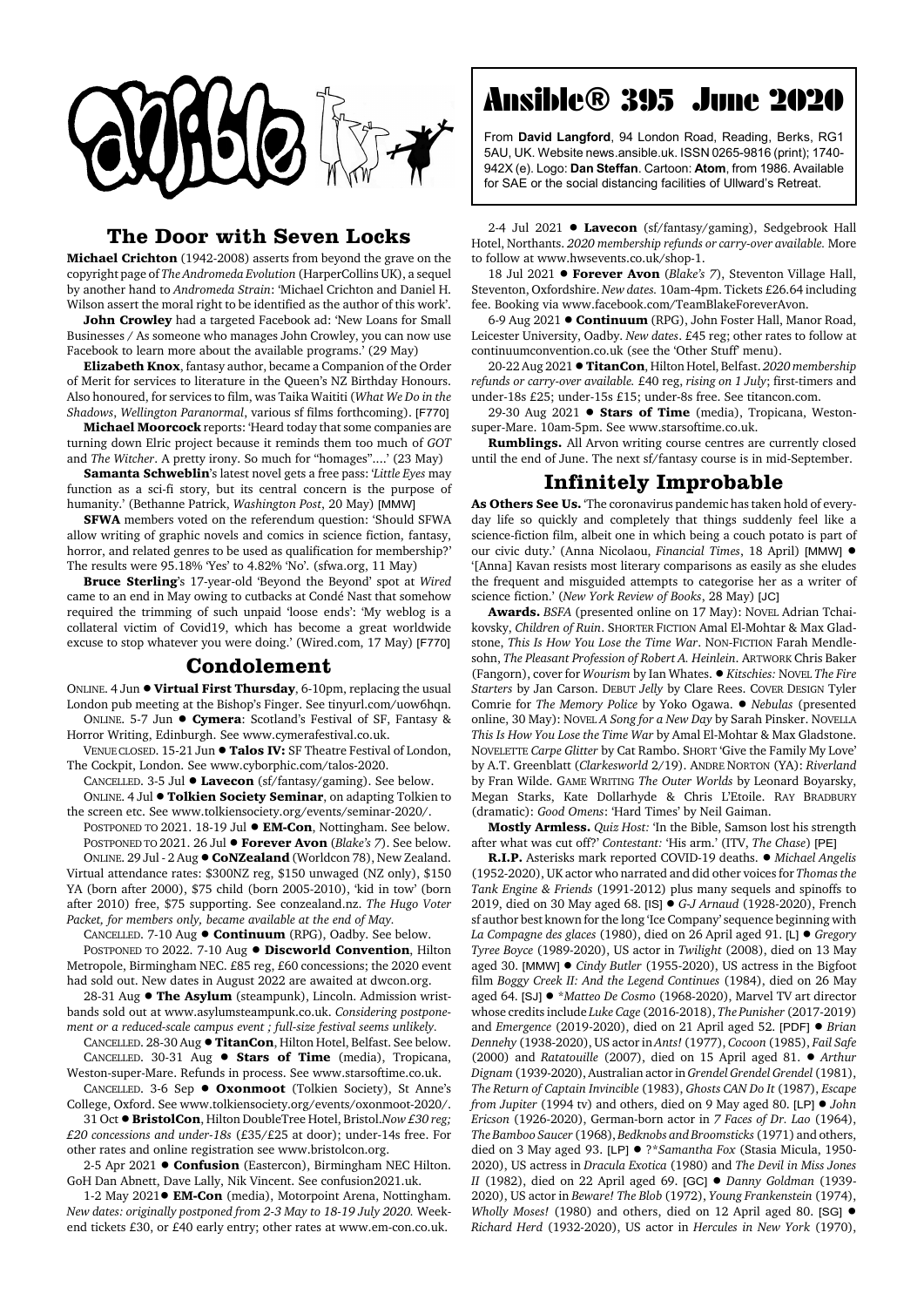# Ansible® 395 June 2020

From **David Langford**, 94 London Road, Reading, Berks, RG1 5AU, UK. Website news.ansible.uk. ISSN 0265-9816 (print); 1740-942X (e). Logo: **Dan Steffan**. Cartoon: **Atom**, from 1986. Available for SAE or the social distancing facilities of Ullward's Retreat.

## The Door with Seven Locks

**Michael Crichton** (1942-2008) asserts from beyond the grave on the copyright page of *The Andromeda Evolution* (HarperCollins UK), a sequel by another hand to *Andromeda Strain*: 'Michael Crichton and Daniel H. Wilson assert the moral right to be identified as the author of this work'.

**John Crowley** had a targeted Facebook ad: 'New Loans for Small Businesses / As someone who manages John Crowley, you can now use Facebook to learn more about the available programs.' (29 May)

**Elizabeth Knox**, fantasy author, became a Companion of the Order of Merit for services to literature in the Queen's NZ Birthday Honours. Also honoured, for services to film, was Taika Waititi (*What We Do in the Shadows*, *Wellington Paranormal*, various sf films forthcoming). [F770]

**Michael Moorcock** reports: 'Heard today that some companies are turning down Elric project because it reminds them too much of *GOT* and *The Witcher*. A pretty irony. So much for "homages"....' (23 May)

**Samanta Schweblin**'s latest novel gets a free pass: '*Little Eyes* may function as a sci-fi story, but its central concern is the purpose of humanity.' (Bethanne Patrick, *Washington Post*, 20 May) [MMW]

**SFWA** members voted on the referendum question: 'Should SFWA allow writing of graphic novels and comics in science fiction, fantasy, horror, and related genres to be used as qualification for membership?' The results were 95.18% 'Yes' to 4.82% 'No'. (sfwa.org, 11 May)

**Bruce Sterling**'s 17-year-old 'Beyond the Beyond' spot at *Wired* came to an end in May owing to cutbacks at Condé Nast that somehow required the trimming of such unpaid 'loose ends': 'My weblog is a collateral victim of Covid19, which has become a great worldwide excuse to stop whatever you were doing.' (Wired.com, 17 May) [F770]

## Condolement

ONLINE. 4 Jun ● **Virtual First Thursday**, 6-10pm, replacing the usual London pub meeting at the Bishop's Finger. See tinyurl.com/uow6hqn.

ONLINE. 5-7 Jun ● **Cymera**: Scotland's Festival of SF, Fantasy & Horror Writing, Edinburgh. See www.cymerafestival.co.uk.

VENUE CLOSED. 15-21 Jun ● **Talos IV:** SF Theatre Festival of London, The Cockpit, London. See www.cyborphic.com/talos-2020.

CANCELLED. 3-5 Jul ● **Lavecon** (sf/fantasy/gaming). See below.

ONLINE. 4 Jul ● **Tolkien Society Seminar**, on adapting Tolkien to the screen etc. See www.tolkiensociety.org/events/seminar-2020/.

POSTPONED TO 2021. 18-19 Jul ● **EM-Con**, Nottingham. See below.

POSTPONED TO 2021. 26 Jul ● **Forever Avon** (*Blake's 7*). See below.

ONLINE. 29 Jul - 2 Aug ● **CoNZealand** (Worldcon 78), New Zealand. Virtual attendance rates: $300NZ reg, $150 unwaged (NZ only), $150 YA (born after 2000), $75 child (born 2005-2010), 'kid in tow' (born after 2010) free, $75 supporting. See conzealand.nz. *The Hugo Voter Packet, for members only, became available at the end of May.*

CANCELLED. 7-10 Aug ● **Continuum** (RPG), Oadby. See below.

POSTPONED TO 2022. 7-10 Aug ● **Discworld Convention**, Hilton Metropole, Birmingham NEC. £85 reg, £60 concessions; the 2020 event had sold out. New dates in August 2022 are awaited at dwcon.org.

28-31 Aug ● **The Asylum** (steampunk), Lincoln. Admission wristbands sold out at www.asylumsteampunk.co.uk. *Considering postponement or a reduced-scale campus event ; full-size festival seems unlikely.*

CANCELLED. 28-30 Aug ● **TitanCon**, Hilton Hotel, Belfast. See below.

CANCELLED. 30-31 Aug ● **Stars of Time** (media), Tropicana, Weston-super-Mare. Refunds in process. See www.starsoftime.co.uk.

CANCELLED. 3-6 Sep ● **Oxonmoot** (Tolkien Society), St Anne's College, Oxford. See www.tolkiensociety.org/events/oxonmoot-2020/.

31 Oct ● **BristolCon**, Hilton DoubleTree Hotel, Bristol. *Now £30 reg; £20 concessions and under-18s* (£35/£25 at door); under-14s free. For other rates and online registration see www.bristolcon.org.

2-5 Apr 2021 ● **Confusion** (Eastercon), Birmingham NEC Hilton. GoH Dan Abnett, Dave Lally, Nik Vincent. See confusion2021.uk.

1-2 May 2021 ● **EM-Con** (media), Motorpoint Arena, Nottingham. *New dates: originally postponed from 2-3 May to 18-19 July 2020.* Weekend tickets £30, or £40 early entry; other rates at www.em-con.co.uk.

2-4 Jul 2021 ● **Lavecon** (sf/fantasy/gaming), Sedgebrook Hall Hotel, Northants. *2020 membership refunds or carry-over available.* More to follow at www.hwsevents.co.uk/shop-1.

18 Jul 2021 ● **Forever Avon** (*Blake's 7*), Steventon Village Hall, Steventon, Oxfordshire. *New dates.* 10am-4pm. Tickets £26.64 including fee. Booking via www.facebook.com/TeamBlakeForeverAvon.

6-9 Aug 2021 ● **Continuum** (RPG), John Foster Hall, Manor Road, Leicester University, Oadby. *New dates*. £45 reg; other rates to follow at continuumconvention.co.uk (see the 'Other Stuff' menu).

20-22 Aug 2021 ● **TitanCon**, Hilton Hotel, Belfast. *2020 membership refunds or carry-over available.* £40 reg, *rising on 1 July*; first-timers and under-18s £25; under-15s £15; under-8s free. See titancon.com.

29-30 Aug 2021 ● **Stars of Time** (media), Tropicana, Weston-super-Mare. 10am-5pm. See www.starsoftime.co.uk.

**Rumblings.** All Arvon writing course centres are currently closed until the end of June. The next sf/fantasy course is in mid-September.

## Infinitely Improbable

**As Others See Us.** 'The coronavirus pandemic has taken hold of everyday life so quickly and completely that things suddenly feel like a science-fiction film, albeit one in which being a couch potato is part of our civic duty.' (Anna Nicolaou, *Financial Times*, 18 April) [MMW] ● '[Anna] Kavan resists most literary comparisons as easily as she eludes the frequent and misguided attempts to categorise her as a writer of science fiction.' (*New York Review of Books*, 28 May) [JC]

**Awards.** *BSFA* (presented online on 17 May): NOVEL Adrian Tchaikovsky, *Children of Ruin*. SHORTER FICTION Amal El-Mohtar & Max Gladstone, *This Is How You Lose the Time War*. NON-FICTION Farah Mendlesohn, *The Pleasant Profession of Robert A. Heinlein*. ARTWORK Chris Baker (Fangorn), cover for *Wourism* by Ian Whates. ● *Kitschies:* NOVEL *The Fire Starters* by Jan Carson. DEBUT *Jelly* by Clare Rees. COVER DESIGN Tyler Comrie for *The Memory Police* by Yoko Ogawa. ● *Nebulas* (presented online, 30 May): NOVEL *A Song for a New Day* by Sarah Pinsker. NOVELLA *This Is How You Lose the Time War* by Amal El-Mohtar & Max Gladstone. NOVELETTE *Carpe Glitter* by Cat Rambo. SHORT 'Give the Family My Love' by A.T. Greenblatt (*Clarkesworld* 2/19). ANDRE NORTON (YA): *Riverland* by Fran Wilde. GAME WRITING *The Outer Worlds* by Leonard Boyarsky, Megan Starks, Kate Dollarhyde & Chris L'Etoile. RAY BRADBURY (dramatic): *Good Omens*: 'Hard Times' by Neil Gaiman.

**Mostly Armless.** *Quiz Host:* 'In the Bible, Samson lost his strength after what was cut off?' *Contestant:* 'His arm.' (ITV, *The Chase*) [PE]

**R.I.P.** Asterisks mark reported COVID-19 deaths. ● *Michael Angelis* (1952-2020), UK actor who narrated and did other voices for *Thomas the Tank Engine & Friends* (1991-2012) plus many sequels and spinoffs to 2019, died on 30 May aged 68. [IS] ● *G-J Arnaud* (1928-2020), French sf author best known for the long 'Ice Company' sequence beginning with *La Compagne des glaces* (1980), died on 26 April aged 91. [L] ● *Gregory Tyree Boyce* (1989-2020), US actor in *Twilight* (2008), died on 13 May aged 30. [MMW] ● *Cindy Butler* (1955-2020), US actress in the Bigfoot film *Boggy Creek II: And the Legend Continues* (1984), died on 26 May aged 64. [SJ] ● *\*Matteo De Cosmo* (1968-2020), Marvel TV art director whose credits include *Luke Cage* (2016-2018), *The Punisher* (2017-2019) and *Emergence* (2019-2020), died on 21 April aged 52. [PDF] ● *Brian Dennehy* (1938-2020), US actor in *Ants!* (1977), *Cocoon* (1985), *Fail Safe* (2000) and *Ratatouille* (2007), died on 15 April aged 81. ● *Arthur Dignam* (1939-2020), Australian actor in *Grendel Grendel Grendel* (1981), *The Return of Captain Invincible* (1983), *Ghosts CAN Do It* (1987), *Escape from Jupiter* (1994 tv) and others, died on 9 May aged 80. [LP] ● *John Ericson* (1926-2020), German-born actor in *7 Faces of Dr. Lao* (1964), *The Bamboo Saucer* (1968), *Bedknobs and Broomsticks* (1971) and others, died on 3 May aged 93. [LP] ● ?*\*Samantha Fox* (Stasia Micula, 1950-2020), US actress in *Dracula Exotica* (1980) and *The Devil in Miss Jones II* (1982), died on 22 April aged 69. [GC] ● *Danny Goldman* (1939-2020), US actor in *Beware! The Blob* (1972), *Young Frankenstein* (1974), *Wholly Moses!* (1980) and others, died on 12 April aged 80. [SG] ● *Richard Herd* (1932-2020), US actor in *Hercules in New York* (1970),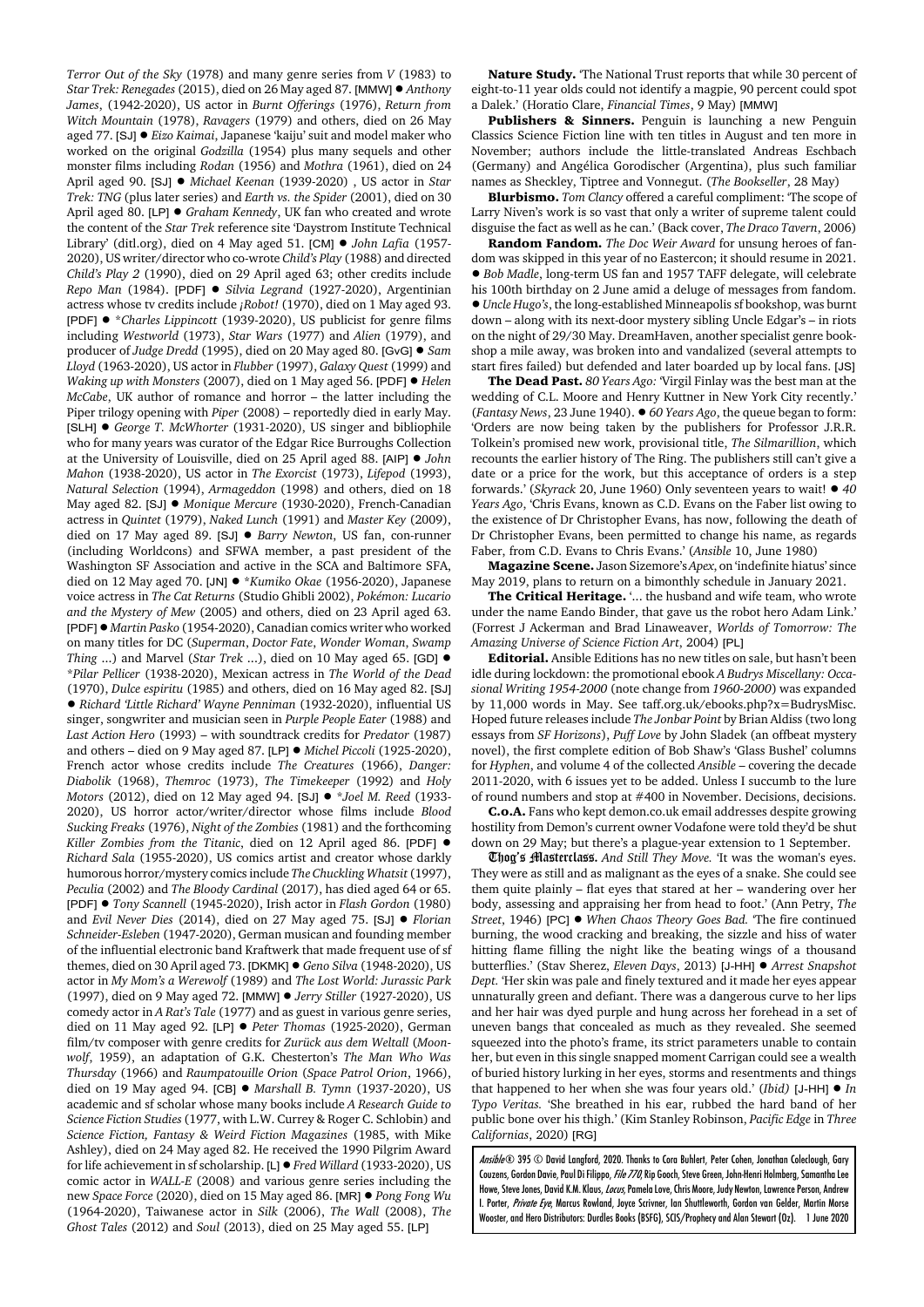*Terror Out of the Sky* (1978) and many genre series from *V* (1983) to *Star Trek: Renegades* (2015), died on 26 May aged 87. [MMW] ● *Anthony James*, (1942-2020), US actor in *Burnt Offerings* (1976), *Return from Witch Mountain* (1978), *Ravagers* (1979) and others, died on 26 May aged 77. [SJ] ● *Eizo Kaimai*, Japanese 'kaiju' suit and model maker who worked on the original *Godzilla* (1954) plus many sequels and other monster films including *Rodan* (1956) and *Mothra* (1961), died on 24 April aged 90. [SJ] ● *Michael Keenan* (1939-2020) , US actor in *Star Trek: TNG* (plus later series) and *Earth vs. the Spider* (2001), died on 30 April aged 80. [LP] ● *Graham Kennedy*, UK fan who created and wrote the content of the *Star Trek* reference site 'Daystrom Institute Technical Library' (ditl.org), died on 4 May aged 51. [CM] ● *John Lafia* (1957-2020), US writer/director who co-wrote *Child's Play* (1988) and directed *Child's Play 2* (1990), died on 29 April aged 63; other credits include *Repo Man* (1984). [PDF] ● *Silvia Legrand* (1927-2020), Argentinian actress whose tv credits include *¡Robot!* (1970), died on 1 May aged 93. [PDF] ● *\*Charles Lippincott* (1939-2020), US publicist for genre films including *Westworld* (1973), *Star Wars* (1977) and *Alien* (1979), and producer of *Judge Dredd* (1995), died on 20 May aged 80. [GvG] ● *Sam Lloyd* (1963-2020), US actor in *Flubber* (1997), *Galaxy Quest* (1999) and *Waking up with Monsters* (2007), died on 1 May aged 56. [PDF] ● *Helen McCabe*, UK author of romance and horror – the latter including the Piper trilogy opening with *Piper* (2008) – reportedly died in early May. [SLH] ● *George T. McWhorter* (1931-2020), US singer and bibliophile who for many years was curator of the Edgar Rice Burroughs Collection at the University of Louisville, died on 25 April aged 88. [AIP] ● *John Mahon* (1938-2020), US actor in *The Exorcist* (1973), *Lifepod* (1993), *Natural Selection* (1994), *Armageddon* (1998) and others, died on 18 May aged 82. [SJ] ● *Monique Mercure* (1930-2020), French-Canadian actress in *Quintet* (1979), *Naked Lunch* (1991) and *Master Key* (2009), died on 17 May aged 89. [SJ] ● *Barry Newton*, US fan, con-runner (including Worldcons) and SFWA member, a past president of the Washington SF Association and active in the SCA and Baltimore SFA, died on 12 May aged 70. [JN] ● *\*Kumiko Okae* (1956-2020), Japanese voice actress in *The Cat Returns* (Studio Ghibli 2002), *Pokémon: Lucario and the Mystery of Mew* (2005) and others, died on 23 April aged 63. [PDF] ● *Martin Pasko* (1954-2020), Canadian comics writer who worked on many titles for DC (*Superman*, *Doctor Fate*, *Wonder Woman*, *Swamp Thing* ...) and Marvel (*Star Trek* ...), died on 10 May aged 65. [GD] ● *\*Pilar Pellicer* (1938-2020), Mexican actress in *The World of the Dead* (1970), *Dulce espiritu* (1985) and others, died on 16 May aged 82. [SJ] ● *Richard 'Little Richard' Wayne Penniman* (1932-2020), influential US singer, songwriter and musician seen in *Purple People Eater* (1988) and *Last Action Hero* (1993) – with soundtrack credits for *Predator* (1987) and others – died on 9 May aged 87. [LP] ● *Michel Piccoli* (1925-2020), French actor whose credits include *The Creatures* (1966), *Danger: Diabolik* (1968), *Themroc* (1973), *The Timekeeper* (1992) and *Holy Motors* (2012), died on 12 May aged 94. [SJ] ● *\*Joel M. Reed* (1933-2020), US horror actor/writer/director whose films include *Blood Sucking Freaks* (1976), *Night of the Zombies* (1981) and the forthcoming *Killer Zombies from the Titanic*, died on 12 April aged 86. [PDF] ● *Richard Sala* (1955-2020), US comics artist and creator whose darkly humorous horror/mystery comics include *The Chuckling Whatsit* (1997), *Peculia* (2002) and *The Bloody Cardinal* (2017), has died aged 64 or 65. [PDF] ● *Tony Scannell* (1945-2020), Irish actor in *Flash Gordon* (1980) and *Evil Never Dies* (2014), died on 27 May aged 75. [SJ] ● *Florian Schneider-Esleben* (1947-2020), German musican and founding member of the influential electronic band Kraftwerk that made frequent use of sf themes, died on 30 April aged 73. [DKMK] ● *Geno Silva* (1948-2020), US actor in *My Mom's a Werewolf* (1989) and *The Lost World: Jurassic Park* (1997), died on 9 May aged 72. [MMW] ● *Jerry Stiller* (1927-2020), US comedy actor in *A Rat's Tale* (1977) and as guest in various genre series, died on 11 May aged 92. [LP] ● *Peter Thomas* (1925-2020), German film/tv composer with genre credits for *Zurück aus dem Weltall* (*Moonwolf*, 1959), an adaptation of G.K. Chesterton's *The Man Who Was Thursday* (1966) and *Raumpatouille Orion* (*Space Patrol Orion*, 1966), died on 19 May aged 94. [CB] ● *Marshall B. Tymn* (1937-2020), US academic and sf scholar whose many books include *A Research Guide to Science Fiction Studies* (1977, with L.W. Currey & Roger C. Schlobin) and *Science Fiction, Fantasy & Weird Fiction Magazines* (1985, with Mike Ashley), died on 24 May aged 82. He received the 1990 Pilgrim Award for life achievement in sf scholarship. [L] ● *Fred Willard* (1933-2020), US comic actor in *WALL-E* (2008) and various genre series including the new *Space Force* (2020), died on 15 May aged 86. [MR] ● *Pong Fong Wu* (1964-2020), Taiwanese actor in *Silk* (2006), *The Wall* (2008), *The Ghost Tales* (2012) and *Soul* (2013), died on 25 May aged 55. [LP]

**Nature Study.** 'The National Trust reports that while 30 percent of eight-to-11 year olds could not identify a magpie, 90 percent could spot a Dalek.' (Horatio Clare, *Financial Times*, 9 May) [MMW]

**Publishers & Sinners.** Penguin is launching a new Penguin Classics Science Fiction line with ten titles in August and ten more in November; authors include the little-translated Andreas Eschbach (Germany) and Angélica Gorodischer (Argentina), plus such familiar names as Sheckley, Tiptree and Vonnegut. (*The Bookseller*, 28 May)

**Blurbismo.** *Tom Clancy* offered a careful compliment: 'The scope of Larry Niven's work is so vast that only a writer of supreme talent could disguise the fact as well as he can.' (Back cover, *The Draco Tavern*, 2006)

**Random Fandom.** *The Doc Weir Award* for unsung heroes of fandom was skipped in this year of no Eastercon; it should resume in 2021. ● *Bob Madle*, long-term US fan and 1957 TAFF delegate, will celebrate his 100th birthday on 2 June amid a deluge of messages from fandom. ● *Uncle Hugo's*, the long-established Minneapolis sf bookshop, was burnt down – along with its next-door mystery sibling Uncle Edgar's – in riots on the night of 29/30 May. DreamHaven, another specialist genre bookshop a mile away, was broken into and vandalized (several attempts to start fires failed) but defended and later boarded up by local fans. [JS]

**The Dead Past.** *80 Years Ago:* 'Virgil Finlay was the best man at the wedding of C.L. Moore and Henry Kuttner in New York City recently.' (*Fantasy News*, 23 June 1940). ● *60 Years Ago*, the queue began to form: 'Orders are now being taken by the publishers for Professor J.R.R. Tolkein's promised new work, provisional title, *The Silmarillion*, which recounts the earlier history of The Ring. The publishers still can't give a date or a price for the work, but this acceptance of orders is a step forwards.' (*Skyrack* 20, June 1960) Only seventeen years to wait! ● *40 Years Ago*, 'Chris Evans, known as C.D. Evans on the Faber list owing to the existence of Dr Christopher Evans, has now, following the death of Dr Christopher Evans, been permitted to change his name, as regards Faber, from C.D. Evans to Chris Evans.' (*Ansible* 10, June 1980)

**Magazine Scene.** Jason Sizemore's *Apex*, on 'indefinite hiatus' since May 2019, plans to return on a bimonthly schedule in January 2021.

**The Critical Heritage.** '... the husband and wife team, who wrote under the name Eando Binder, that gave us the robot hero Adam Link.' (Forrest J Ackerman and Brad Linaweaver, *Worlds of Tomorrow: The Amazing Universe of Science Fiction Art*, 2004) [PL]

**Editorial.** Ansible Editions has no new titles on sale, but hasn't been idle during lockdown: the promotional ebook *A Budrys Miscellany: Occasional Writing 1954-2000* (note change from *1960-2000*) was expanded by 11,000 words in May. See taff.org.uk/ebooks.php?x=BudrysMisc. Hoped future releases include *The Jonbar Point* by Brian Aldiss (two long essays from *SF Horizons*), *Puff Love* by John Sladek (an offbeat mystery novel), the first complete edition of Bob Shaw's 'Glass Bushel' columns for *Hyphen*, and volume 4 of the collected *Ansible* – covering the decade 2011-2020, with 6 issues yet to be added. Unless I succumb to the lure of round numbers and stop at #400 in November. Decisions, decisions.

**C.o.A.** Fans who kept demon.co.uk email addresses despite growing hostility from Demon's current owner Vodafone were told they'd be shut down on 29 May; but there's a plague-year extension to 1 September.

**Thog's Masterclass.** *And Still They Move.* 'It was the woman's eyes. They were as still and as malignant as the eyes of a snake. She could see them quite plainly – flat eyes that stared at her – wandering over her body, assessing and appraising her from head to foot.' (Ann Petry, *The Street*, 1946) [PC] ● *When Chaos Theory Goes Bad.* 'The fire continued burning, the wood cracking and breaking, the sizzle and hiss of water hitting flame filling the night like the beating wings of a thousand butterflies.' (Stav Sherez, *Eleven Days*, 2013) [J-HH] ● *Arrest Snapshot Dept.* 'Her skin was pale and finely textured and it made her eyes appear unnaturally green and defiant. There was a dangerous curve to her lips and her hair was dyed purple and hung across her forehead in a set of uneven bangs that concealed as much as they revealed. She seemed squeezed into the photo's frame, its strict parameters unable to contain her, but even in this single snapped moment Carrigan could see a wealth of buried history lurking in her eyes, storms and resentments and things that happened to her when she was four years old.' (*Ibid)* [J-HH] ● *In Typo Veritas.* 'She breathed in his ear, rubbed the hard band of her public bone over his thigh.' (Kim Stanley Robinson, *Pacific Edge* in *Three Californias*, 2020) [RG]

*Ansible*® 395 © David Langford, 2020. Thanks to Cora Buhlert, Peter Cohen, Jonathan Coleclough, Gary Couzens, Gordon Davie, Paul Di Filippo, *File 770*, Rip Gooch, Steve Green, John-Henri Holmberg, Samantha Lee Howe, Steve Jones, David K.M. Klaus, *Locus*, Pamela Love, Chris Moore, Judy Newton, Lawrence Person, Andrew I. Porter, *Private Eye*, Marcus Rowland, Joyce Scrivner, Ian Shuttleworth, Gordon van Gelder, Martin Morse Wooster, and Hero Distributors: Durdles Books (BSFG), SCIS/Prophecy and Alan Stewart (Oz). 1 June 2020